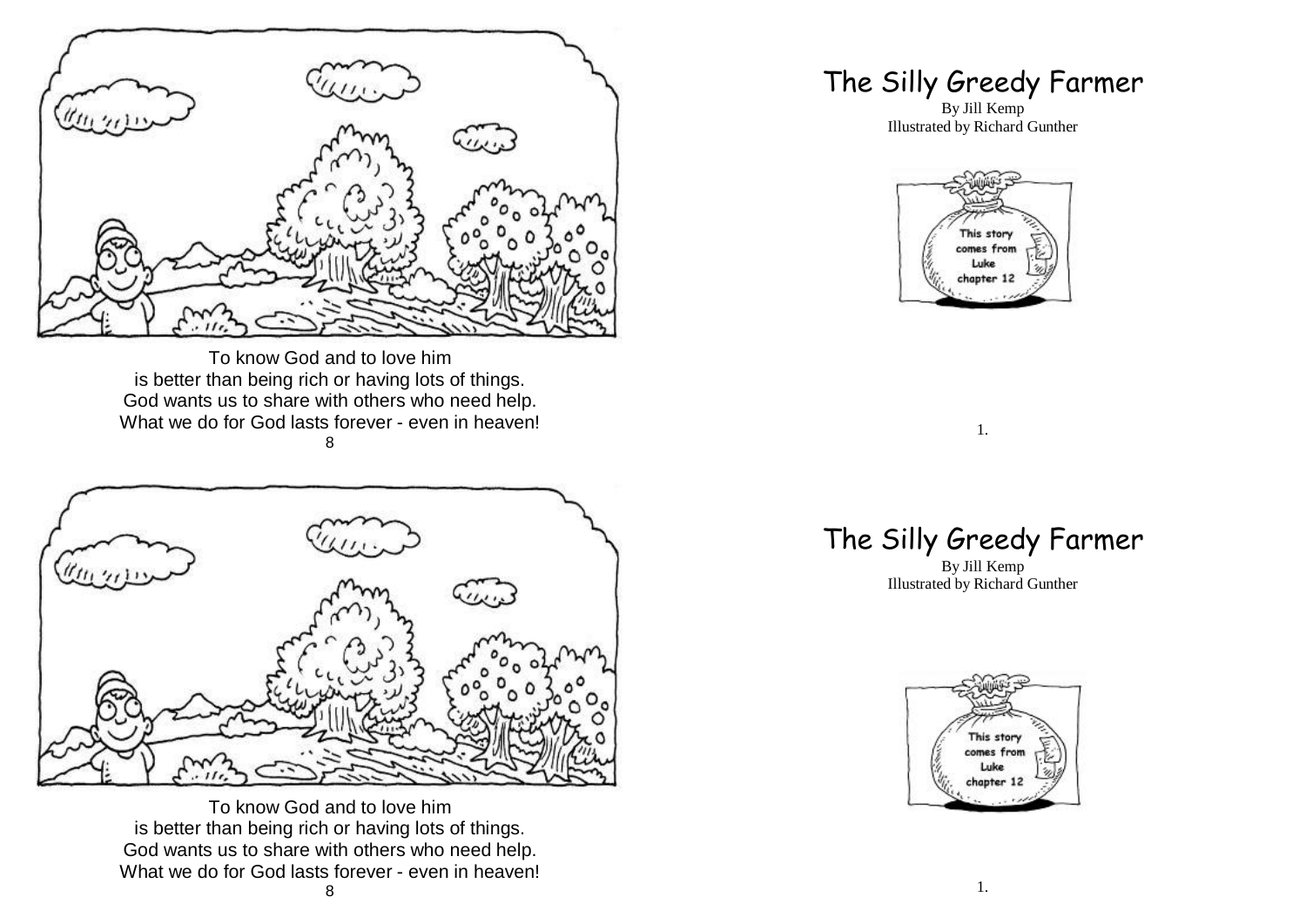To know God and to love him
is better than being rich or having lots of things.
God wants us to share with others who need help.
What we do for God lasts forever - even in heaven!

# The Silly Greedy Farmer

By Jill Kemp
Illustrated by Richard Gunther

This story comes from Luke chapter 12

To know God and to love him
is better than being rich or having lots of things.
God wants us to share with others who need help.
What we do for God lasts forever - even in heaven!

# The Silly Greedy Farmer

By Jill Kemp
Illustrated by Richard Gunther

This story comes from Luke chapter 12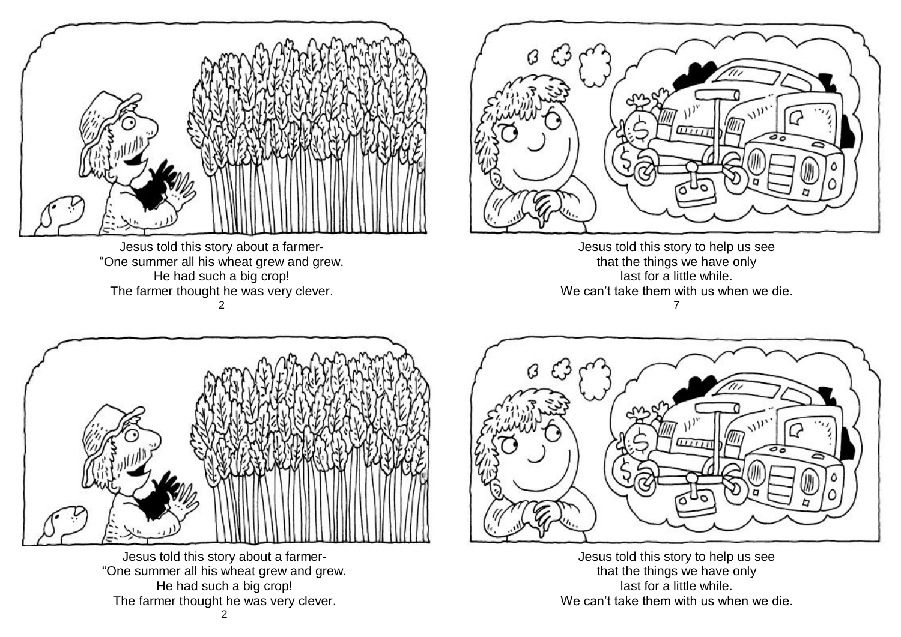Jesus told this story about a farmer-
“One summer all his wheat grew and grew.
He had such a big crop!
The farmer thought he was very clever.

Jesus told this story to help us see
that the things we have only
last for a little while.
We can’t take them with us when we die.

Jesus told this story about a farmer-
“One summer all his wheat grew and grew.
He had such a big crop!
The farmer thought he was very clever.

Jesus told this story to help us see
that the things we have only
last for a little while.
We can’t take them with us when we die.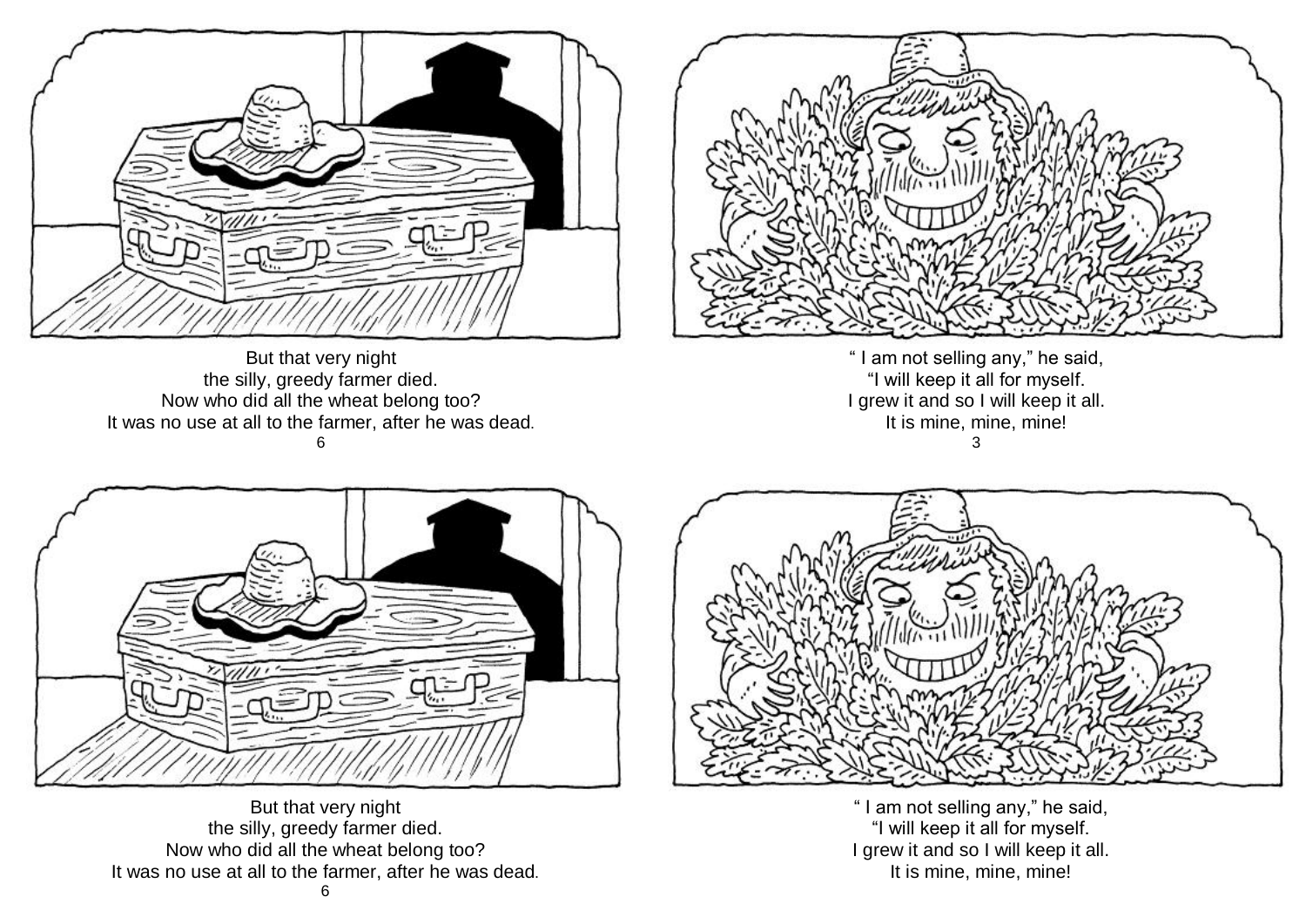But that very night
the silly, greedy farmer died.
Now who did all the wheat belong too?
It was no use at all to the farmer, after he was dead.

" I am not selling any," he said,
"I will keep it all for myself.
I grew it and so I will keep it all.
It is mine, mine, mine!

But that very night
the silly, greedy farmer died.
Now who did all the wheat belong too?
It was no use at all to the farmer, after he was dead.

" I am not selling any," he said,
"I will keep it all for myself.
I grew it and so I will keep it all.
It is mine, mine, mine!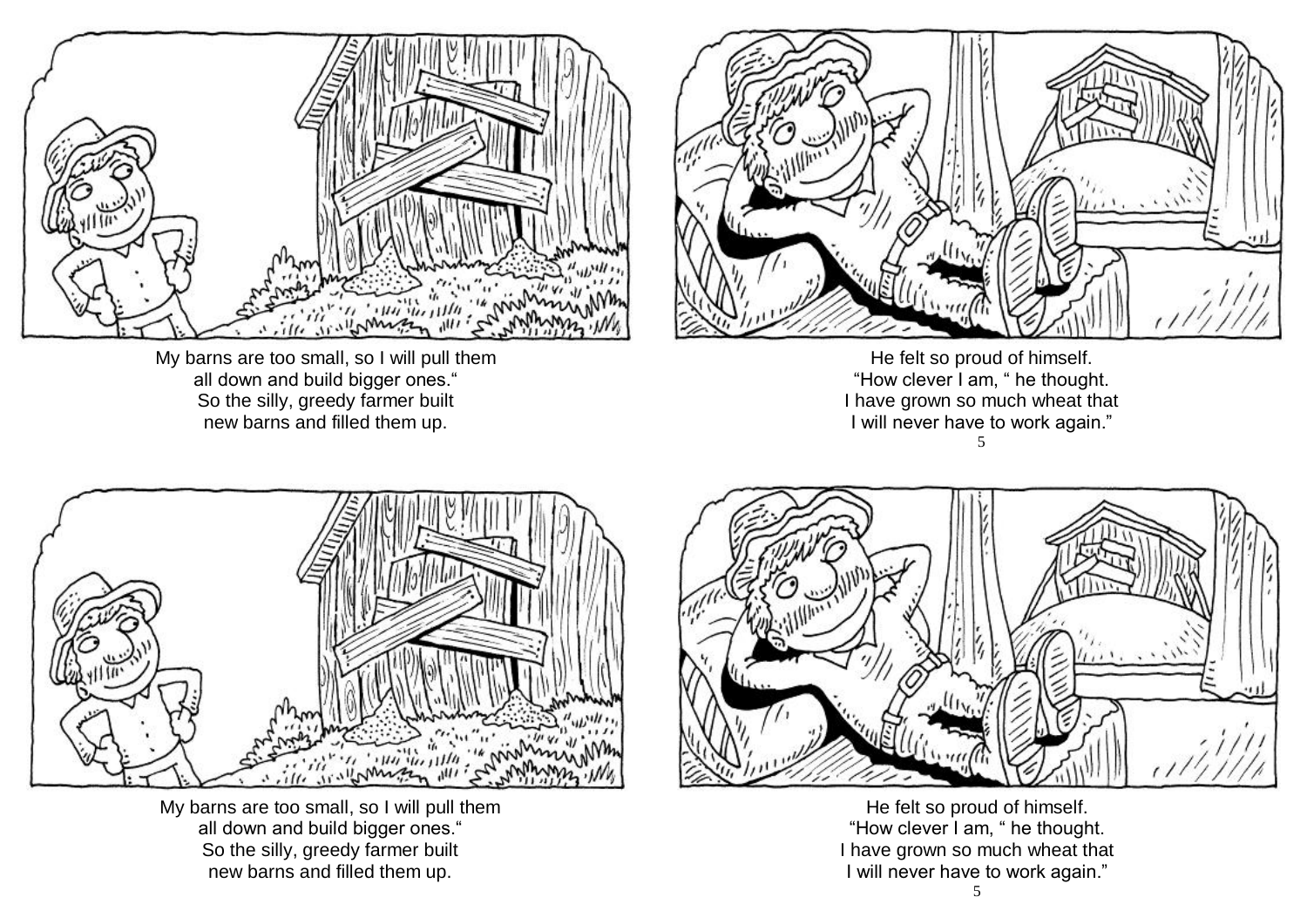My barns are too small, so I will pull them all down and build bigger ones."
So the silly, greedy farmer built new barns and filled them up.

He felt so proud of himself.
"How clever I am, " he thought.
I have grown so much wheat that I will never have to work again."

My barns are too small, so I will pull them all down and build bigger ones."
So the silly, greedy farmer built new barns and filled them up.

He felt so proud of himself.
"How clever I am, " he thought.
I have grown so much wheat that I will never have to work again."